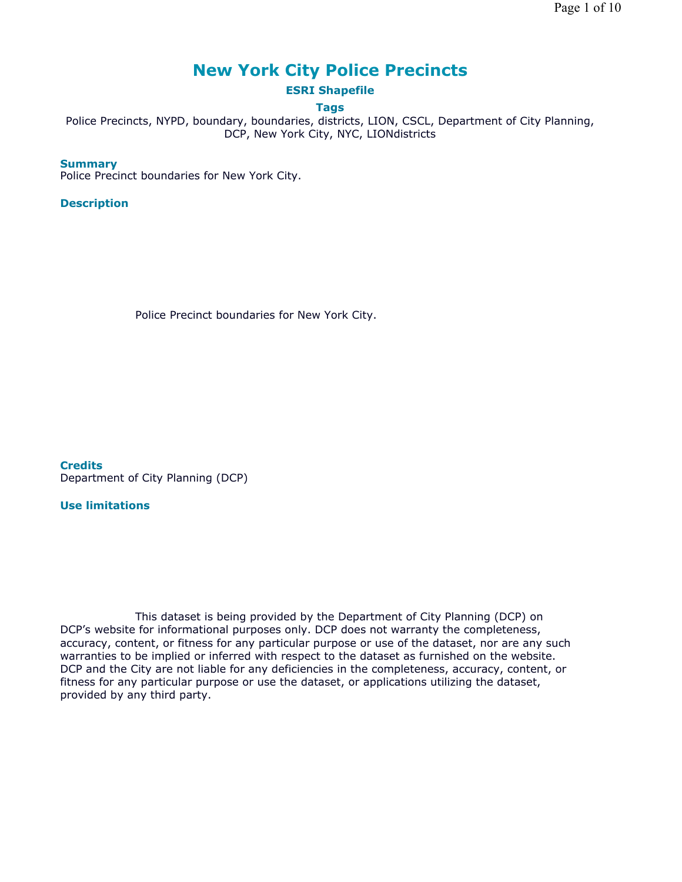# New York City Police Precincts

### ESRI Shapefile

### Tags

Police Precincts, NYPD, boundary, boundaries, districts, LION, CSCL, Department of City Planning, DCP, New York City, NYC, LIONdistricts

### Summary

Police Precinct boundaries for New York City.

### Description

Police Precinct boundaries for New York City.

### Credits

Department of City Planning (DCP)

### Use limitations

This dataset is being provided by the Department of City Planning (DCP) on DCP's website for informational purposes only. DCP does not warranty the completeness, accuracy, content, or fitness for any particular purpose or use of the dataset, nor are any such warranties to be implied or inferred with respect to the dataset as furnished on the website. DCP and the City are not liable for any deficiencies in the completeness, accuracy, content, or fitness for any particular purpose or use the dataset, or applications utilizing the dataset, provided by any third party.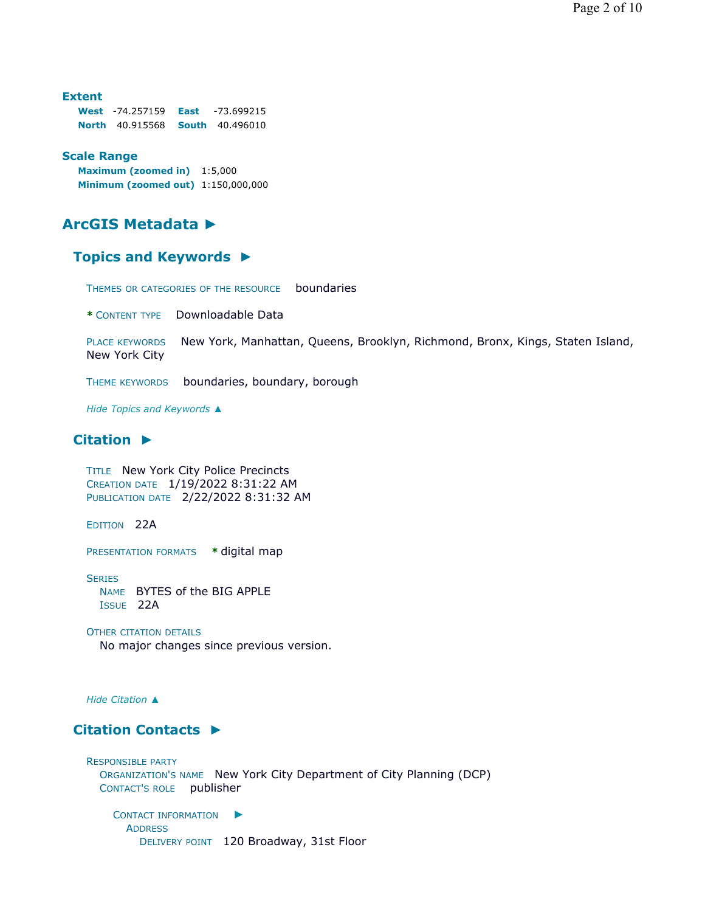**Extent**

**West** -74.257159 **East** -73.699215
**North** 40.915568 **South** 40.496010

**Scale Range**

**Maximum (zoomed in)** 1:5,000
**Minimum (zoomed out)** 1:150,000,000

## ArcGIS Metadata ►

### Topics and Keywords ►

THEMES OR CATEGORIES OF THE RESOURCE boundaries

* CONTENT TYPE Downloadable Data

PLACE KEYWORDS New York, Manhattan, Queens, Brooklyn, Richmond, Bronx, Kings, Staten Island, New York City

THEME KEYWORDS boundaries, boundary, borough

*Hide Topics and Keywords ▲*

### Citation ►

TITLE New York City Police Precincts
CREATION DATE 1/19/2022 8:31:22 AM
PUBLICATION DATE 2/22/2022 8:31:32 AM

EDITION 22A

PRESENTATION FORMATS * digital map

SERIES
NAME BYTES of the BIG APPLE
ISSUE 22A

OTHER CITATION DETAILS
No major changes since previous version.

*Hide Citation ▲*

### Citation Contacts ►

RESPONSIBLE PARTY
ORGANIZATION'S NAME New York City Department of City Planning (DCP)
CONTACT'S ROLE publisher

CONTACT INFORMATION ►
ADDRESS
DELIVERY POINT 120 Broadway, 31st Floor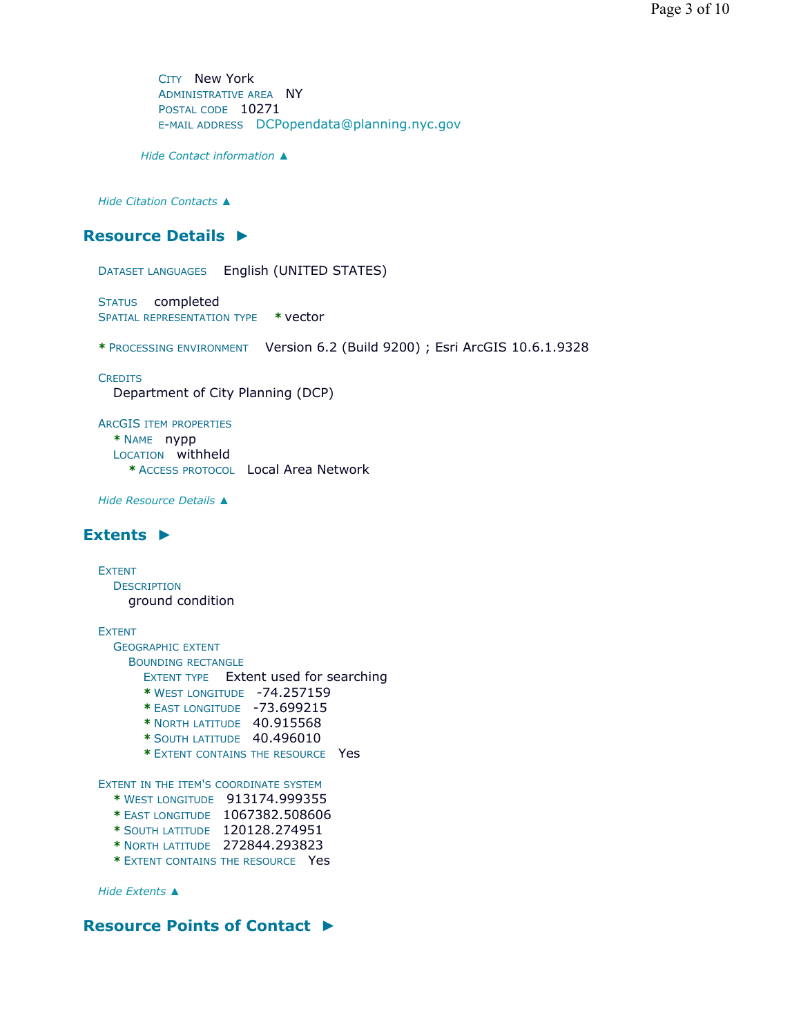CITY New York
ADMINISTRATIVE AREA NY
POSTAL CODE 10271
E-MAIL ADDRESS DCPopendata@planning.nyc.gov

*Hide Contact information ▲*

*Hide Citation Contacts ▲*

## Resource Details ►

DATASET LANGUAGES English (UNITED STATES)

STATUS completed
SPATIAL REPRESENTATION TYPE * vector

* PROCESSING ENVIRONMENT Version 6.2 (Build 9200) ; Esri ArcGIS 10.6.1.9328

CREDITS
Department of City Planning (DCP)

ARCGIS ITEM PROPERTIES
* NAME nypp
LOCATION withheld
* ACCESS PROTOCOL Local Area Network

*Hide Resource Details ▲*

## Extents ►

EXTENT
DESCRIPTION
ground condition

EXTENT
GEOGRAPHIC EXTENT
BOUNDING RECTANGLE
EXTENT TYPE Extent used for searching
* WEST LONGITUDE -74.257159
* EAST LONGITUDE -73.699215
* NORTH LATITUDE 40.915568
* SOUTH LATITUDE 40.496010
* EXTENT CONTAINS THE RESOURCE Yes

EXTENT IN THE ITEM'S COORDINATE SYSTEM
* WEST LONGITUDE 913174.999355
* EAST LONGITUDE 1067382.508606
* SOUTH LATITUDE 120128.274951
* NORTH LATITUDE 272844.293823
* EXTENT CONTAINS THE RESOURCE Yes

*Hide Extents ▲*

## Resource Points of Contact ►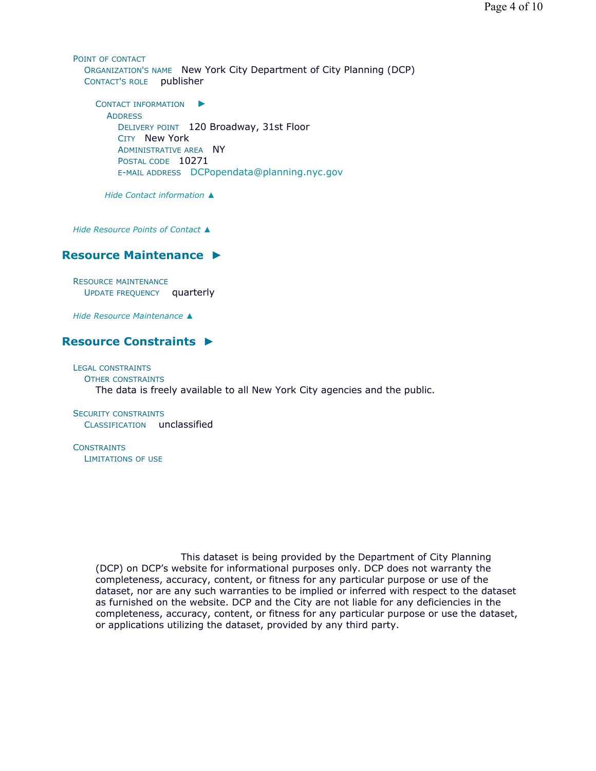Point of contact
Organization's name New York City Department of City Planning (DCP)
Contact's role publisher

Contact information ►
Address
Delivery point 120 Broadway, 31st Floor
City New York
Administrative area NY
Postal code 10271
E-mail address DCPopendata@planning.nyc.gov

*Hide Contact information ▲*

*Hide Resource Points of Contact ▲*

## Resource Maintenance ►

Resource maintenance
Update frequency quarterly

*Hide Resource Maintenance ▲*

## Resource Constraints ►

Legal constraints
Other constraints
The data is freely available to all New York City agencies and the public.

Security constraints
Classification unclassified

Constraints
Limitations of use

This dataset is being provided by the Department of City Planning (DCP) on DCP's website for informational purposes only. DCP does not warranty the completeness, accuracy, content, or fitness for any particular purpose or use of the dataset, nor are any such warranties to be implied or inferred with respect to the dataset as furnished on the website. DCP and the City are not liable for any deficiencies in the completeness, accuracy, content, or fitness for any particular purpose or use the dataset, or applications utilizing the dataset, provided by any third party.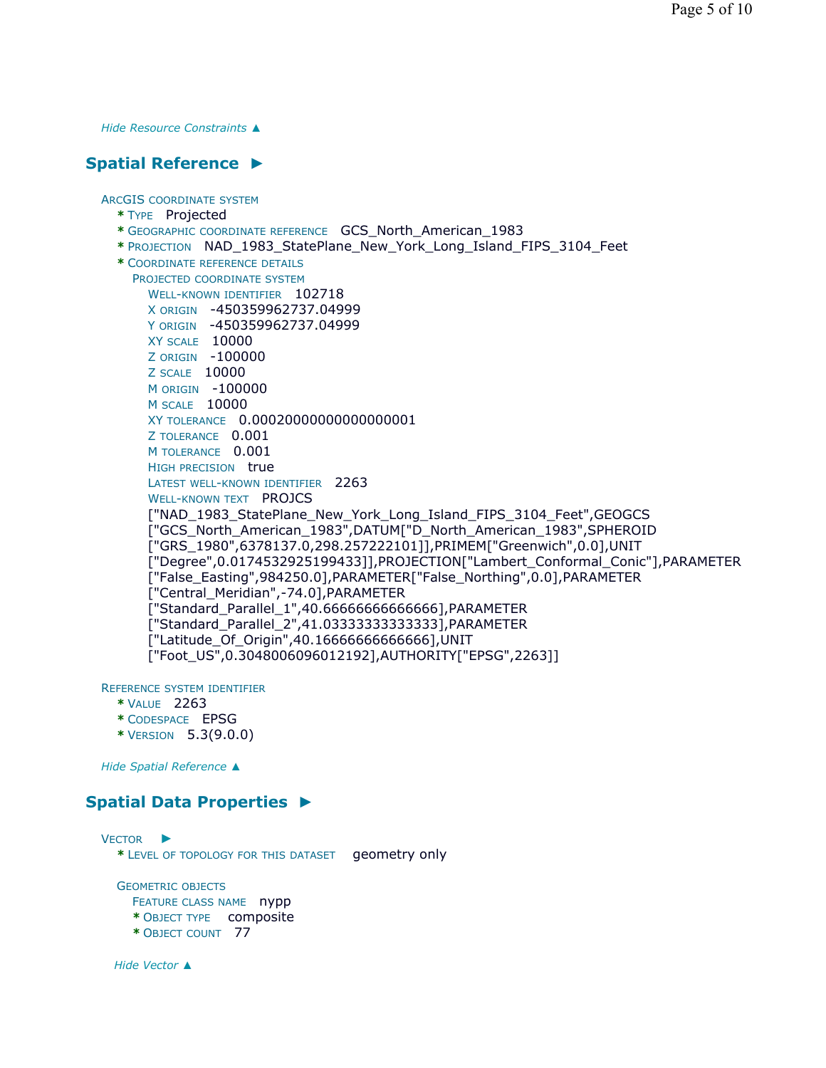*Hide Resource Constraints ▲*

## Spatial Reference ►

ARCGIS COORDINATE SYSTEM
- * TYPE  Projected
- * GEOGRAPHIC COORDINATE REFERENCE  GCS_North_American_1983
- * PROJECTION  NAD_1983_StatePlane_New_York_Long_Island_FIPS_3104_Feet
- * COORDINATE REFERENCE DETAILS
  - PROJECTED COORDINATE SYSTEM
    - WELL-KNOWN IDENTIFIER  102718
    - X ORIGIN  -450359962737.04999
    - Y ORIGIN  -450359962737.04999
    - XY SCALE  10000
    - Z ORIGIN  -100000
    - Z SCALE  10000
    - M ORIGIN  -100000
    - M SCALE  10000
    - XY TOLERANCE  0.00020000000000000001
    - Z TOLERANCE  0.001
    - M TOLERANCE  0.001
    - HIGH PRECISION  true
    - LATEST WELL-KNOWN IDENTIFIER  2263
    - WELL-KNOWN TEXT  PROJCS ["NAD_1983_StatePlane_New_York_Long_Island_FIPS_3104_Feet",GEOGCS ["GCS_North_American_1983",DATUM["D_North_American_1983",SPHEROID ["GRS_1980",6378137.0,298.257222101]],PRIMEM["Greenwich",0.0],UNIT ["Degree",0.0174532925199433]],PROJECTION["Lambert_Conformal_Conic"],PARAMETER ["False_Easting",984250.0],PARAMETER["False_Northing",0.0],PARAMETER ["Central_Meridian",-74.0],PARAMETER ["Standard_Parallel_1",40.66666666666666],PARAMETER ["Standard_Parallel_2",41.03333333333333],PARAMETER ["Latitude_Of_Origin",40.16666666666666],UNIT ["Foot_US",0.3048006096012192],AUTHORITY["EPSG",2263]]

REFERENCE SYSTEM IDENTIFIER
- * VALUE  2263
- * CODESPACE  EPSG
- * VERSION  5.3(9.0.0)

*Hide Spatial Reference ▲*

## Spatial Data Properties ►

VECTOR ►
- * LEVEL OF TOPOLOGY FOR THIS DATASET  geometry only

GEOMETRIC OBJECTS
- FEATURE CLASS NAME  nypp
- * OBJECT TYPE  composite
- * OBJECT COUNT  77

*Hide Vector ▲*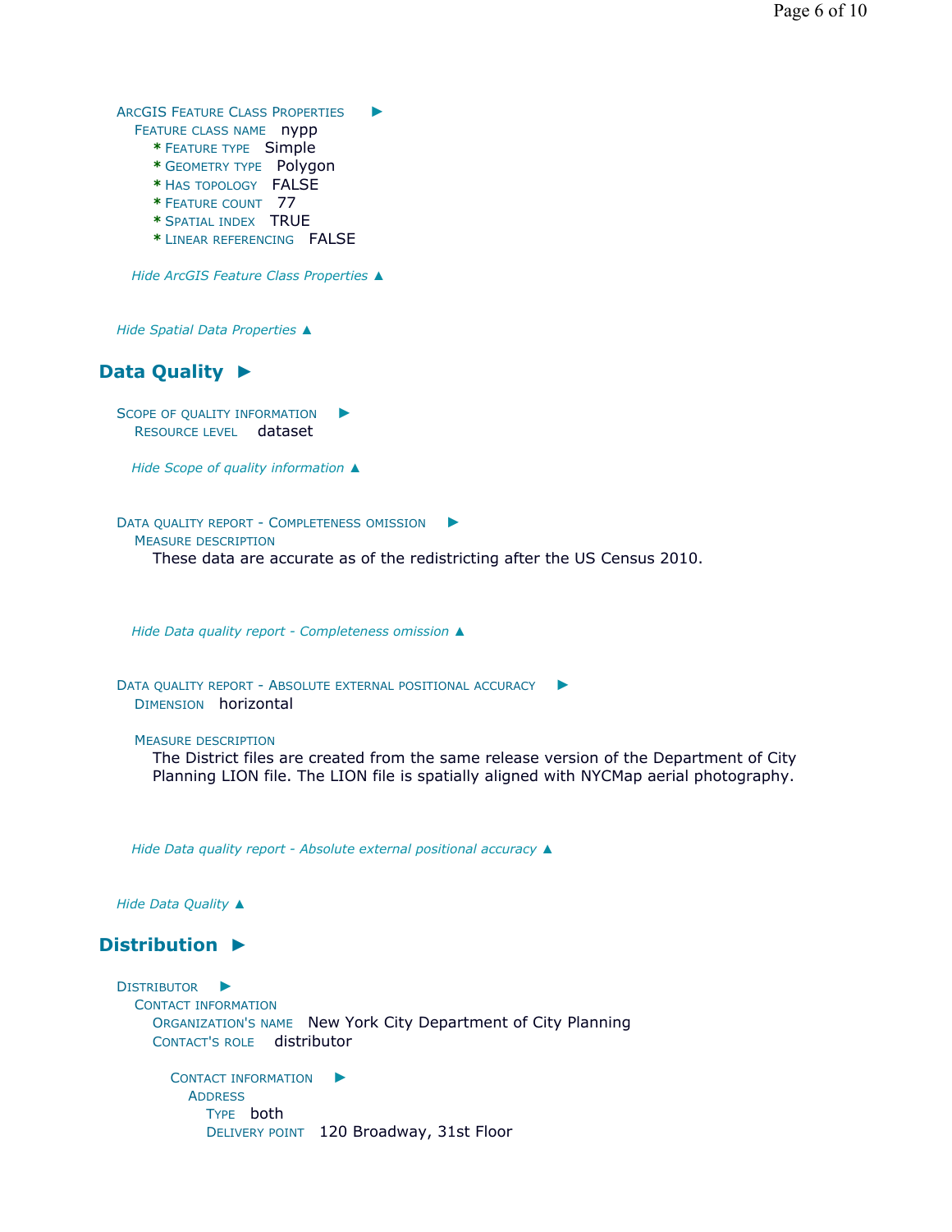**ArcGIS Feature Class Properties** ►

Feature class name nypp

- * Feature type Simple
- * Geometry type Polygon
- * Has topology FALSE
- * Feature count 77
- * Spatial index TRUE
- * Linear referencing FALSE

*Hide ArcGIS Feature Class Properties ▲*

*Hide Spatial Data Properties ▲*

## Data Quality ►

**Scope of quality information** ►

Resource level dataset

*Hide Scope of quality information ▲*

**Data quality report - Completeness omission** ►

Measure description

These data are accurate as of the redistricting after the US Census 2010.

*Hide Data quality report - Completeness omission ▲*

**Data quality report - Absolute external positional accuracy** ►

Dimension horizontal

Measure description

The District files are created from the same release version of the Department of City Planning LION file. The LION file is spatially aligned with NYCMap aerial photography.

*Hide Data quality report - Absolute external positional accuracy ▲*

*Hide Data Quality ▲*

## Distribution ►

**Distributor** ►

Contact information

Organization's name New York City Department of City Planning

Contact's role distributor

Contact information ►

Address

Type both

Delivery point 120 Broadway, 31st Floor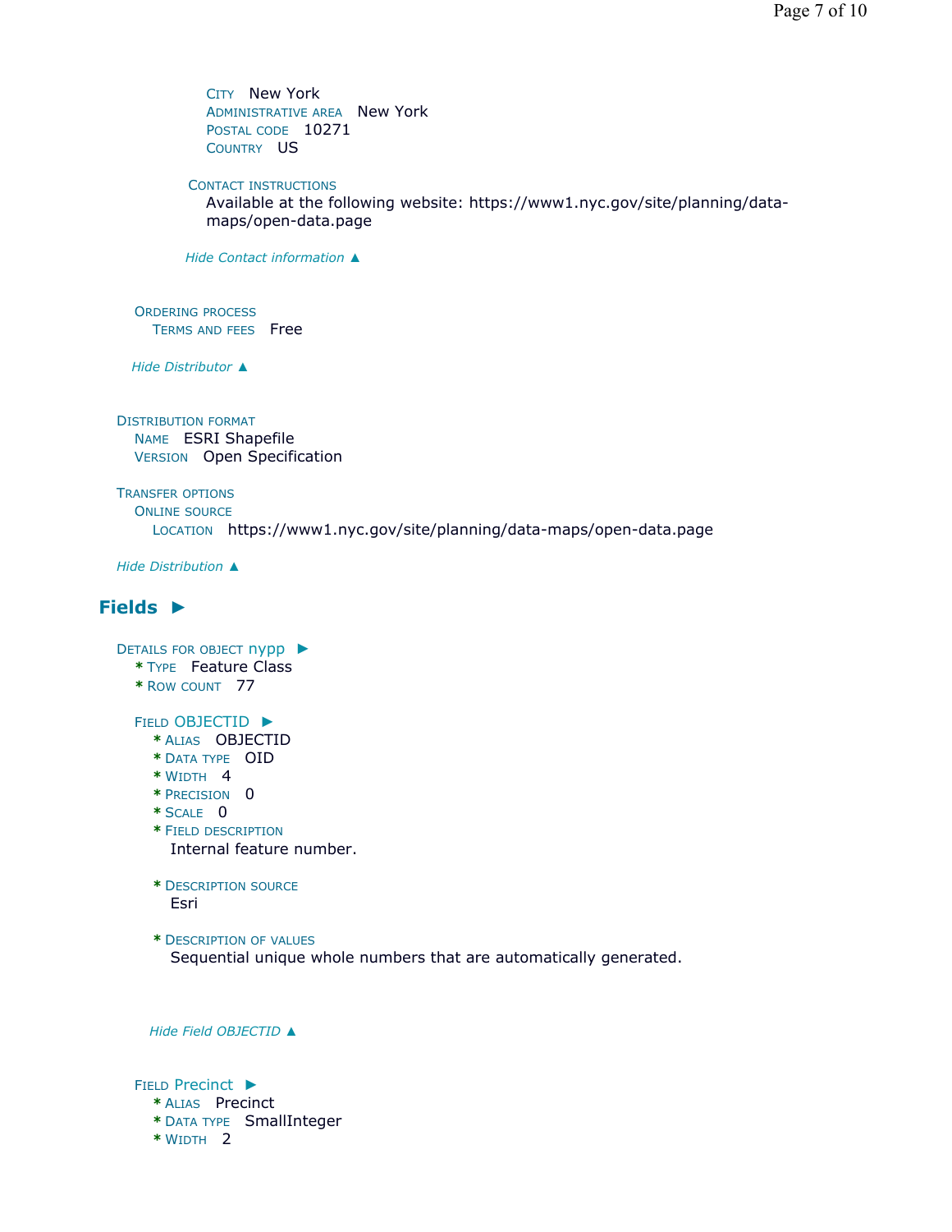CITY New York
ADMINISTRATIVE AREA New York
POSTAL CODE 10271
COUNTRY US

CONTACT INSTRUCTIONS
Available at the following website: https://www1.nyc.gov/site/planning/data-maps/open-data.page

*Hide Contact information ▲*

ORDERING PROCESS
TERMS AND FEES Free

*Hide Distributor ▲*

DISTRIBUTION FORMAT
NAME ESRI Shapefile
VERSION Open Specification

TRANSFER OPTIONS
ONLINE SOURCE
LOCATION https://www1.nyc.gov/site/planning/data-maps/open-data.page

*Hide Distribution ▲*

## Fields ►

DETAILS FOR OBJECT nypp ►
* TYPE Feature Class
* ROW COUNT 77

FIELD OBJECTID ►
* ALIAS OBJECTID
* DATA TYPE OID
* WIDTH 4
* PRECISION 0
* SCALE 0
* FIELD DESCRIPTION
  Internal feature number.

* DESCRIPTION SOURCE
  Esri

* DESCRIPTION OF VALUES
  Sequential unique whole numbers that are automatically generated.

*Hide Field OBJECTID ▲*

FIELD Precinct ►
* ALIAS Precinct
* DATA TYPE SmallInteger
* WIDTH 2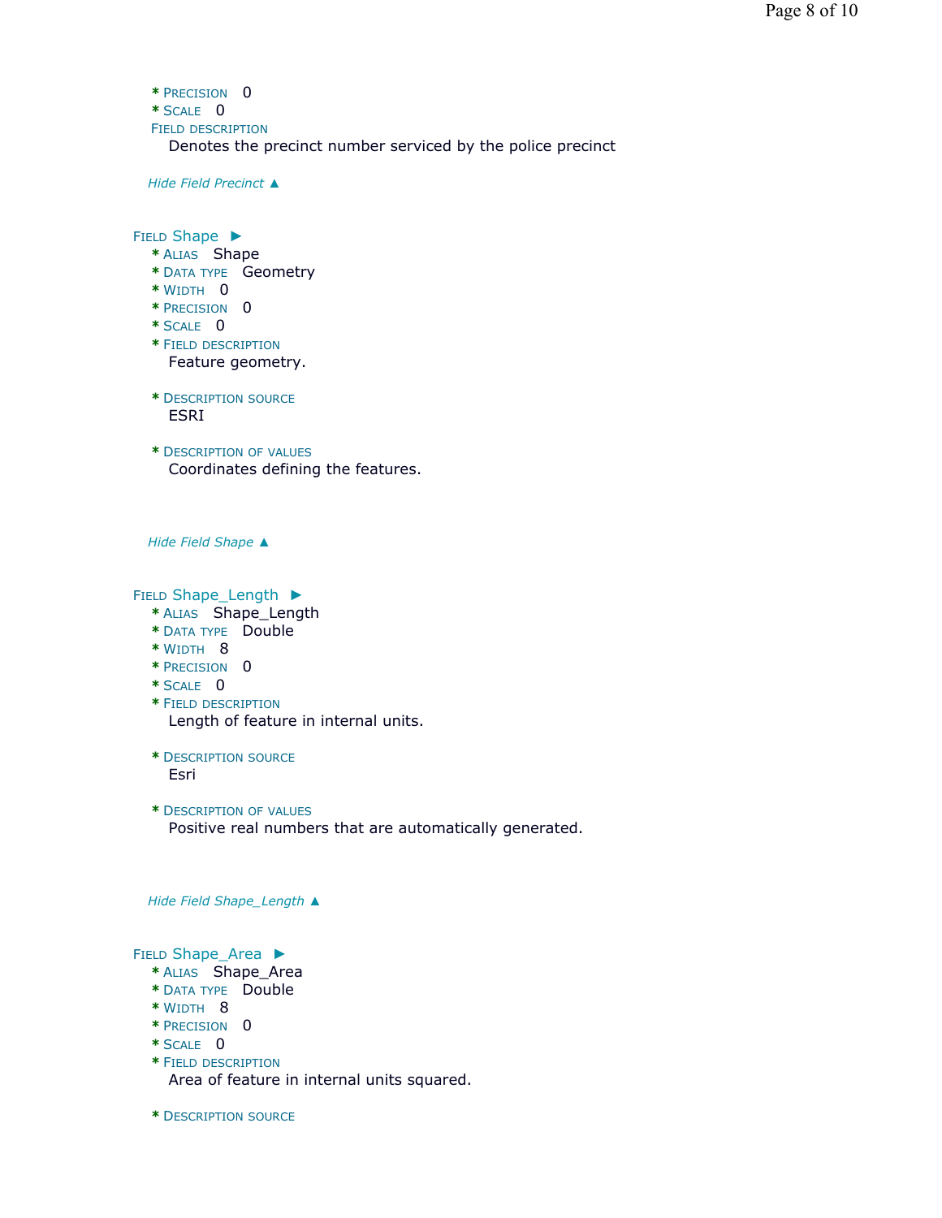* PRECISION 0
* SCALE 0

FIELD DESCRIPTION

Denotes the precinct number serviced by the police precinct

*Hide Field Precinct ▲*

FIELD Shape ►

* ALIAS Shape
* DATA TYPE Geometry
* WIDTH 0
* PRECISION 0
* SCALE 0
* FIELD DESCRIPTION

  Feature geometry.

* DESCRIPTION SOURCE

  ESRI

* DESCRIPTION OF VALUES

  Coordinates defining the features.

*Hide Field Shape ▲*

FIELD Shape_Length ►

* ALIAS Shape_Length
* DATA TYPE Double
* WIDTH 8
* PRECISION 0
* SCALE 0
* FIELD DESCRIPTION

  Length of feature in internal units.

* DESCRIPTION SOURCE

  Esri

* DESCRIPTION OF VALUES

  Positive real numbers that are automatically generated.

*Hide Field Shape_Length ▲*

FIELD Shape_Area ►

* ALIAS Shape_Area
* DATA TYPE Double
* WIDTH 8
* PRECISION 0
* SCALE 0
* FIELD DESCRIPTION

  Area of feature in internal units squared.

* DESCRIPTION SOURCE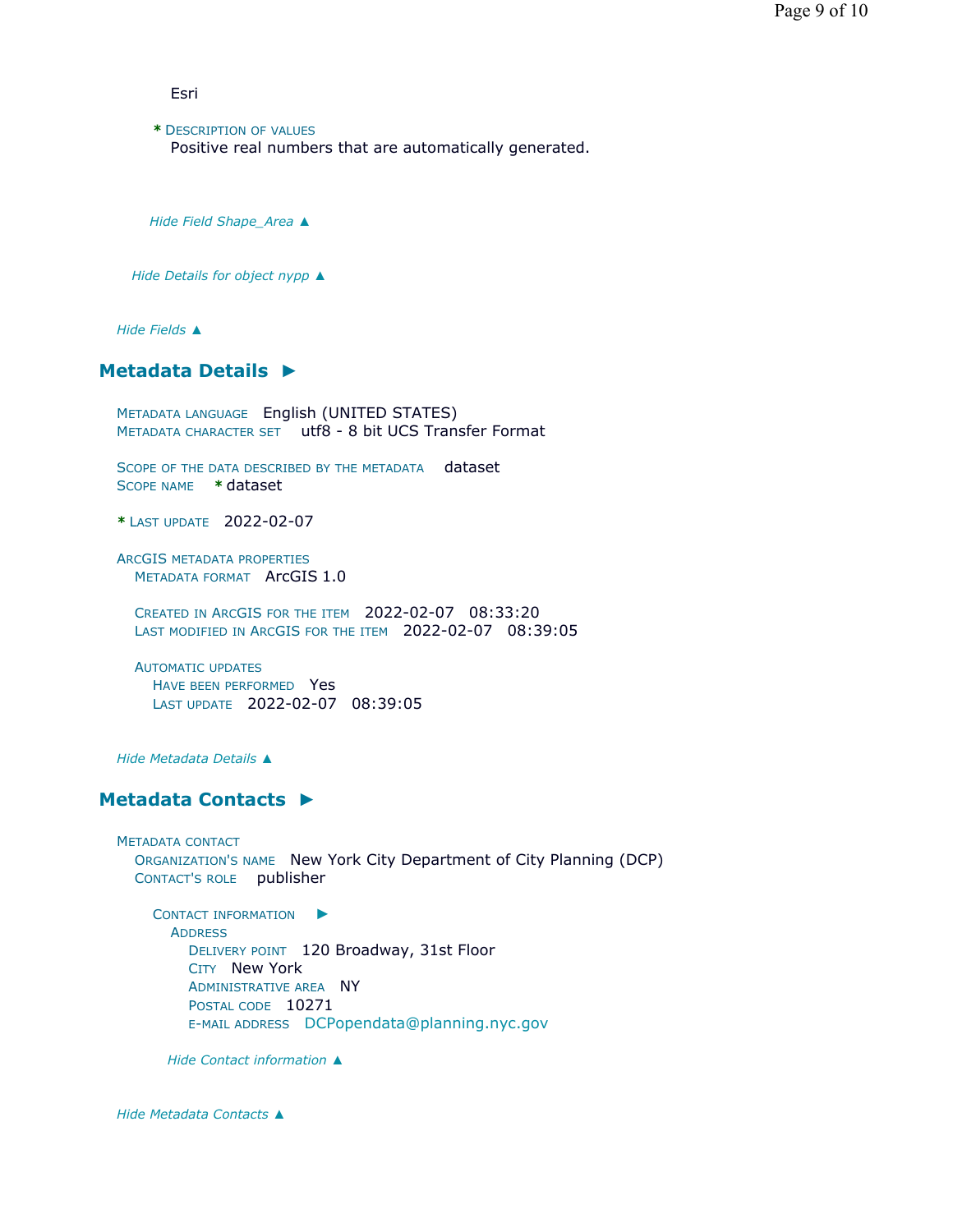Esri

**\*** DESCRIPTION OF VALUES
Positive real numbers that are automatically generated.

*Hide Field Shape_Area ▲*

*Hide Details for object nypp ▲*

*Hide Fields ▲*

## Metadata Details ►

METADATA LANGUAGE English (UNITED STATES)
METADATA CHARACTER SET utf8 - 8 bit UCS Transfer Format

SCOPE OF THE DATA DESCRIBED BY THE METADATA dataset
SCOPE NAME **\*** dataset

**\*** LAST UPDATE 2022-02-07

ARCGIS METADATA PROPERTIES
METADATA FORMAT ArcGIS 1.0

CREATED IN ARCGIS FOR THE ITEM 2022-02-07 08:33:20
LAST MODIFIED IN ARCGIS FOR THE ITEM 2022-02-07 08:39:05

AUTOMATIC UPDATES
HAVE BEEN PERFORMED Yes
LAST UPDATE 2022-02-07 08:39:05

*Hide Metadata Details ▲*

## Metadata Contacts ►

METADATA CONTACT
ORGANIZATION'S NAME New York City Department of City Planning (DCP)
CONTACT'S ROLE publisher

CONTACT INFORMATION ►
ADDRESS
DELIVERY POINT 120 Broadway, 31st Floor
CITY New York
ADMINISTRATIVE AREA NY
POSTAL CODE 10271
E-MAIL ADDRESS DCPopendata@planning.nyc.gov

*Hide Contact information ▲*

*Hide Metadata Contacts ▲*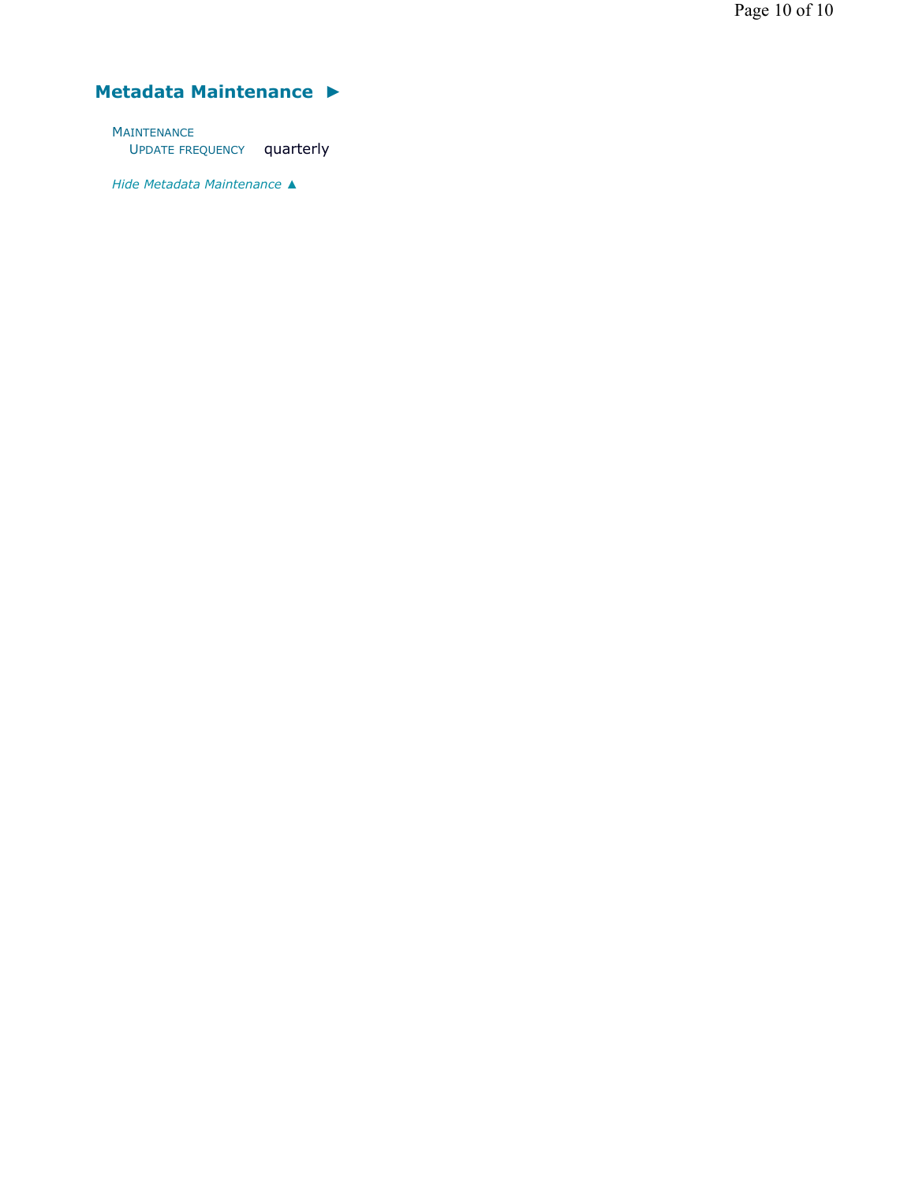## Metadata Maintenance ►

MAINTENANCE
UPDATE FREQUENCY quarterly

*Hide Metadata Maintenance ▲*